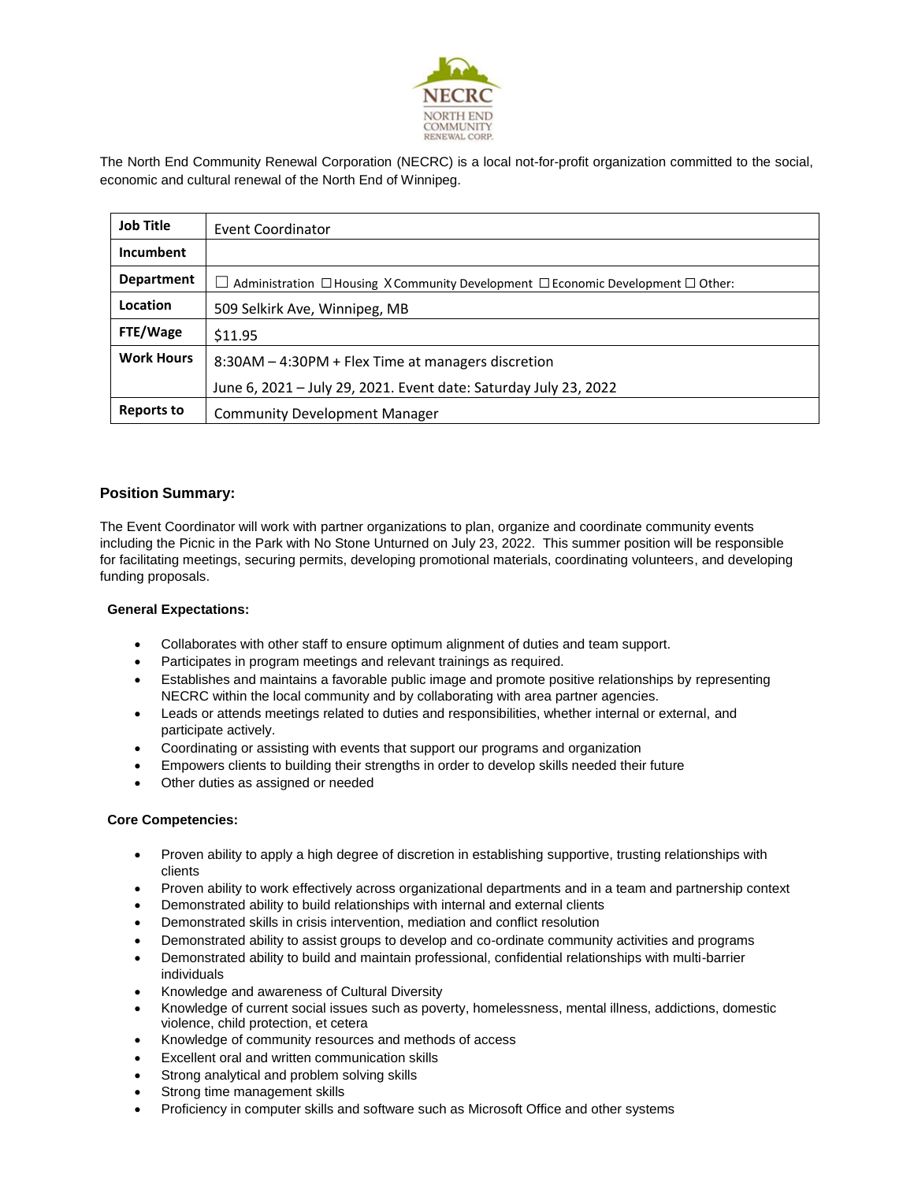NECRC
NORTH END
COMMUNITY
RENEWAL CORP.

The North End Community Renewal Corporation (NECRC) is a local not-for-profit organization committed to the social, economic and cultural renewal of the North End of Winnipeg.

| **Job Title** | Event Coordinator |
|---|---|
| **Incumbent** | |
| **Department** | ☐ Administration ☐ Housing X Community Development ☐ Economic Development ☐ Other: |
| **Location** | 509 Selkirk Ave, Winnipeg, MB |
| **FTE/Wage** | $11.95 |
| **Work Hours** | 8:30AM – 4:30PM + Flex Time at managers discretion<br>June 6, 2021 – July 29, 2021. Event date: Saturday July 23, 2022 |
| **Reports to** | Community Development Manager |

### Position Summary:

The Event Coordinator will work with partner organizations to plan, organize and coordinate community events including the Picnic in the Park with No Stone Unturned on July 23, 2022. This summer position will be responsible for facilitating meetings, securing permits, developing promotional materials, coordinating volunteers, and developing funding proposals.

**General Expectations:**

- Collaborates with other staff to ensure optimum alignment of duties and team support.
- Participates in program meetings and relevant trainings as required.
- Establishes and maintains a favorable public image and promote positive relationships by representing NECRC within the local community and by collaborating with area partner agencies.
- Leads or attends meetings related to duties and responsibilities, whether internal or external, and participate actively.
- Coordinating or assisting with events that support our programs and organization
- Empowers clients to building their strengths in order to develop skills needed their future
- Other duties as assigned or needed

**Core Competencies:**

- Proven ability to apply a high degree of discretion in establishing supportive, trusting relationships with clients
- Proven ability to work effectively across organizational departments and in a team and partnership context
- Demonstrated ability to build relationships with internal and external clients
- Demonstrated skills in crisis intervention, mediation and conflict resolution
- Demonstrated ability to assist groups to develop and co-ordinate community activities and programs
- Demonstrated ability to build and maintain professional, confidential relationships with multi-barrier individuals
- Knowledge and awareness of Cultural Diversity
- Knowledge of current social issues such as poverty, homelessness, mental illness, addictions, domestic violence, child protection, et cetera
- Knowledge of community resources and methods of access
- Excellent oral and written communication skills
- Strong analytical and problem solving skills
- Strong time management skills
- Proficiency in computer skills and software such as Microsoft Office and other systems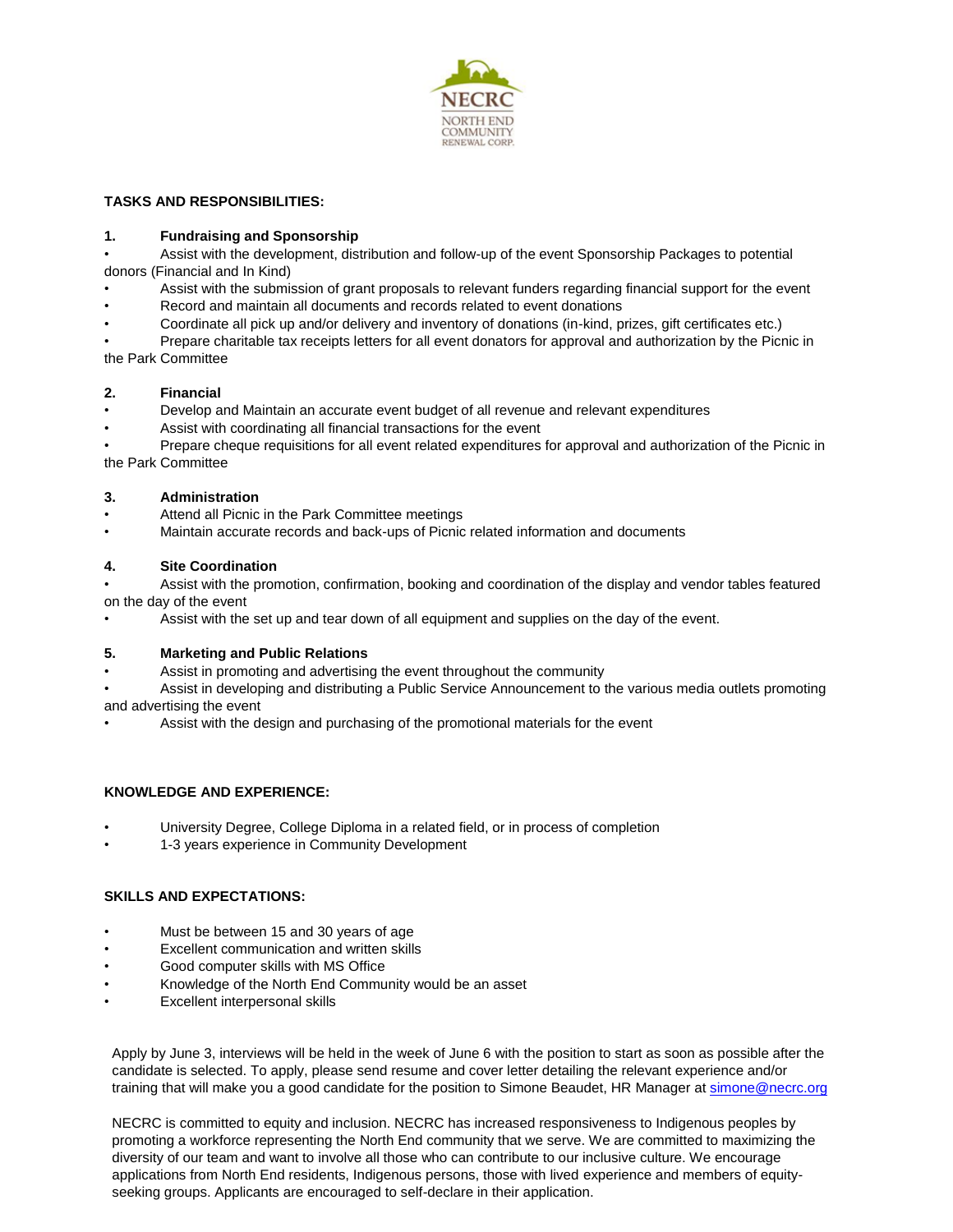NECRC
NORTH END COMMUNITY RENEWAL CORP.

**TASKS AND RESPONSIBILITIES:**

**1. Fundraising and Sponsorship**

- Assist with the development, distribution and follow-up of the event Sponsorship Packages to potential donors (Financial and In Kind)
- Assist with the submission of grant proposals to relevant funders regarding financial support for the event
- Record and maintain all documents and records related to event donations
- Coordinate all pick up and/or delivery and inventory of donations (in-kind, prizes, gift certificates etc.)
- Prepare charitable tax receipts letters for all event donators for approval and authorization by the Picnic in the Park Committee

**2. Financial**

- Develop and Maintain an accurate event budget of all revenue and relevant expenditures
- Assist with coordinating all financial transactions for the event
- Prepare cheque requisitions for all event related expenditures for approval and authorization of the Picnic in the Park Committee

**3. Administration**

- Attend all Picnic in the Park Committee meetings
- Maintain accurate records and back-ups of Picnic related information and documents

**4. Site Coordination**

- Assist with the promotion, confirmation, booking and coordination of the display and vendor tables featured on the day of the event
- Assist with the set up and tear down of all equipment and supplies on the day of the event.

**5. Marketing and Public Relations**

- Assist in promoting and advertising the event throughout the community
- Assist in developing and distributing a Public Service Announcement to the various media outlets promoting and advertising the event
- Assist with the design and purchasing of the promotional materials for the event

**KNOWLEDGE AND EXPERIENCE:**

- University Degree, College Diploma in a related field, or in process of completion
- 1-3 years experience in Community Development

**SKILLS AND EXPECTATIONS:**

- Must be between 15 and 30 years of age
- Excellent communication and written skills
- Good computer skills with MS Office
- Knowledge of the North End Community would be an asset
- Excellent interpersonal skills

Apply by June 3, interviews will be held in the week of June 6 with the position to start as soon as possible after the candidate is selected. To apply, please send resume and cover letter detailing the relevant experience and/or training that will make you a good candidate for the position to Simone Beaudet, HR Manager at simone@necrc.org

NECRC is committed to equity and inclusion. NECRC has increased responsiveness to Indigenous peoples by promoting a workforce representing the North End community that we serve. We are committed to maximizing the diversity of our team and want to involve all those who can contribute to our inclusive culture. We encourage applications from North End residents, Indigenous persons, those with lived experience and members of equity-seeking groups. Applicants are encouraged to self-declare in their application.